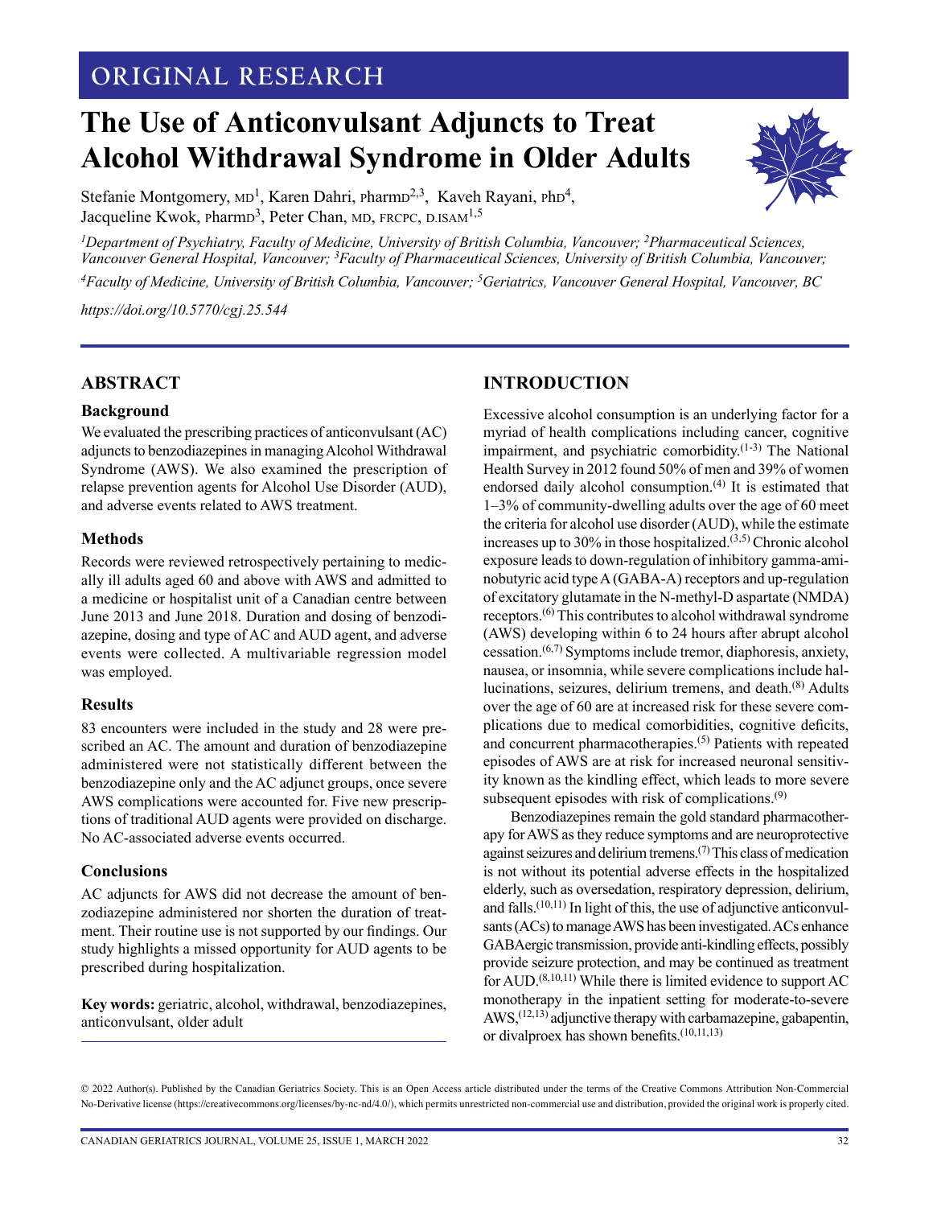ORIGINAL RESEARCH

# The Use of Anticonvulsant Adjuncts to Treat Alcohol Withdrawal Syndrome in Older Adults

Stefanie Montgomery, MD[1], Karen Dahri, PharmD[2,3], Kaveh Rayani, PhD[4], Jacqueline Kwok, PharmD[3], Peter Chan, MD, FRCPC, D.ISAM[1,5]

*[1]Department of Psychiatry, Faculty of Medicine, University of British Columbia, Vancouver; [2]Pharmaceutical Sciences, Vancouver General Hospital, Vancouver; [3]Faculty of Pharmaceutical Sciences, University of British Columbia, Vancouver; [4]Faculty of Medicine, University of British Columbia, Vancouver; [5]Geriatrics, Vancouver General Hospital, Vancouver, BC*

*https://doi.org/10.5770/cgj.25.544*

## ABSTRACT

### Background

We evaluated the prescribing practices of anticonvulsant (AC) adjuncts to benzodiazepines in managing Alcohol Withdrawal Syndrome (AWS). We also examined the prescription of relapse prevention agents for Alcohol Use Disorder (AUD), and adverse events related to AWS treatment.

### Methods

Records were reviewed retrospectively pertaining to medically ill adults aged 60 and above with AWS and admitted to a medicine or hospitalist unit of a Canadian centre between June 2013 and June 2018. Duration and dosing of benzodiazepine, dosing and type of AC and AUD agent, and adverse events were collected. A multivariable regression model was employed.

### Results

83 encounters were included in the study and 28 were prescribed an AC. The amount and duration of benzodiazepine administered were not statistically different between the benzodiazepine only and the AC adjunct groups, once severe AWS complications were accounted for. Five new prescriptions of traditional AUD agents were provided on discharge. No AC-associated adverse events occurred.

### Conclusions

AC adjuncts for AWS did not decrease the amount of benzodiazepine administered nor shorten the duration of treatment. Their routine use is not supported by our findings. Our study highlights a missed opportunity for AUD agents to be prescribed during hospitalization.

**Key words:** geriatric, alcohol, withdrawal, benzodiazepines, anticonvulsant, older adult

## INTRODUCTION

Excessive alcohol consumption is an underlying factor for a myriad of health complications including cancer, cognitive impairment, and psychiatric comorbidity.[1-3] The National Health Survey in 2012 found 50% of men and 39% of women endorsed daily alcohol consumption.[4] It is estimated that 1–3% of community-dwelling adults over the age of 60 meet the criteria for alcohol use disorder (AUD), while the estimate increases up to 30% in those hospitalized.[3,5] Chronic alcohol exposure leads to down-regulation of inhibitory gamma-aminobutyric acid type A (GABA-A) receptors and up-regulation of excitatory glutamate in the N-methyl-D aspartate (NMDA) receptors.[6] This contributes to alcohol withdrawal syndrome (AWS) developing within 6 to 24 hours after abrupt alcohol cessation.[6,7] Symptoms include tremor, diaphoresis, anxiety, nausea, or insomnia, while severe complications include hallucinations, seizures, delirium tremens, and death.[8] Adults over the age of 60 are at increased risk for these severe complications due to medical comorbidities, cognitive deficits, and concurrent pharmacotherapies.[5] Patients with repeated episodes of AWS are at risk for increased neuronal sensitivity known as the kindling effect, which leads to more severe subsequent episodes with risk of complications.[9]

Benzodiazepines remain the gold standard pharmacotherapy for AWS as they reduce symptoms and are neuroprotective against seizures and delirium tremens.[7] This class of medication is not without its potential adverse effects in the hospitalized elderly, such as oversedation, respiratory depression, delirium, and falls.[10,11] In light of this, the use of adjunctive anticonvulsants (ACs) to manage AWS has been investigated. ACs enhance GABAergic transmission, provide anti-kindling effects, possibly provide seizure protection, and may be continued as treatment for AUD.[8,10,11] While there is limited evidence to support AC monotherapy in the inpatient setting for moderate-to-severe AWS,[12,13] adjunctive therapy with carbamazepine, gabapentin, or divalproex has shown benefits.[10,11,13]

© 2022 Author(s). Published by the Canadian Geriatrics Society. This is an Open Access article distributed under the terms of the Creative Commons Attribution Non-Commercial No-Derivative license (https://creativecommons.org/licenses/by-nc-nd/4.0/), which permits unrestricted non-commercial use and distribution, provided the original work is properly cited.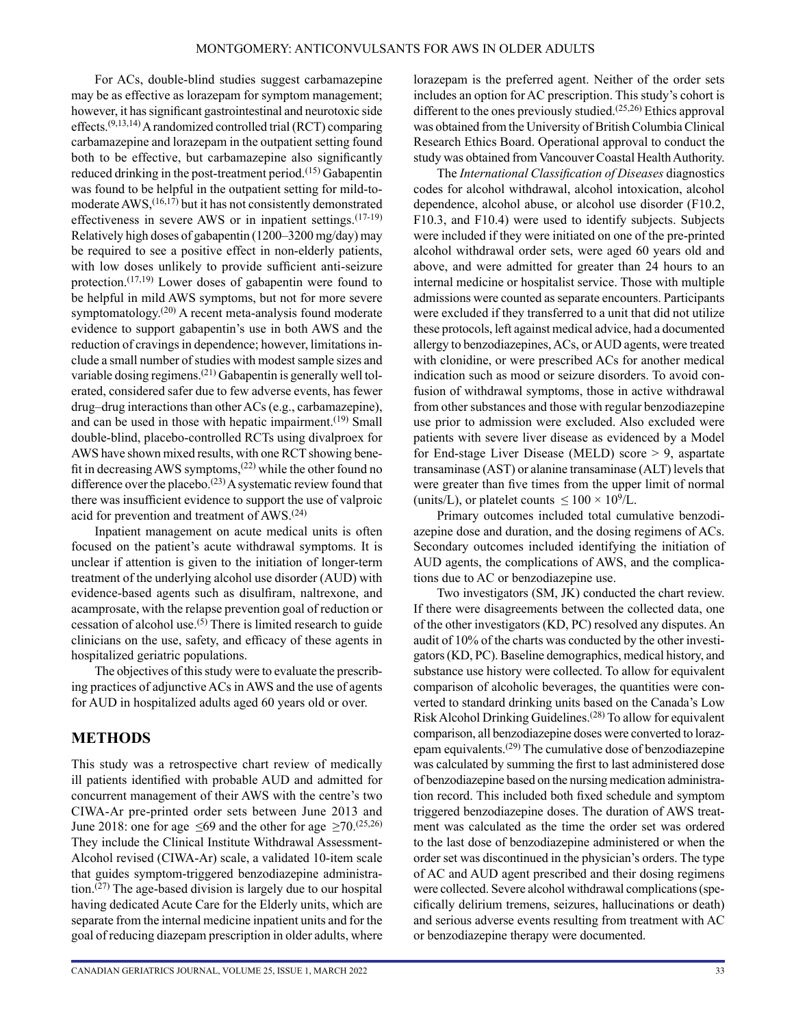For ACs, double-blind studies suggest carbamazepine may be as effective as lorazepam for symptom management; however, it has significant gastrointestinal and neurotoxic side effects.[9,13,14] A randomized controlled trial (RCT) comparing carbamazepine and lorazepam in the outpatient setting found both to be effective, but carbamazepine also significantly reduced drinking in the post-treatment period.[15] Gabapentin was found to be helpful in the outpatient setting for mild-to-moderate AWS,[16,17] but it has not consistently demonstrated effectiveness in severe AWS or in inpatient settings.[17-19] Relatively high doses of gabapentin (1200–3200 mg/day) may be required to see a positive effect in non-elderly patients, with low doses unlikely to provide sufficient anti-seizure protection.[17,19] Lower doses of gabapentin were found to be helpful in mild AWS symptoms, but not for more severe symptomatology.[20] A recent meta-analysis found moderate evidence to support gabapentin's use in both AWS and the reduction of cravings in dependence; however, limitations include a small number of studies with modest sample sizes and variable dosing regimens.[21] Gabapentin is generally well tolerated, considered safer due to few adverse events, has fewer drug–drug interactions than other ACs (e.g., carbamazepine), and can be used in those with hepatic impairment.[19] Small double-blind, placebo-controlled RCTs using divalproex for AWS have shown mixed results, with one RCT showing benefit in decreasing AWS symptoms,[22] while the other found no difference over the placebo.[23] A systematic review found that there was insufficient evidence to support the use of valproic acid for prevention and treatment of AWS.[24]

Inpatient management on acute medical units is often focused on the patient's acute withdrawal symptoms. It is unclear if attention is given to the initiation of longer-term treatment of the underlying alcohol use disorder (AUD) with evidence-based agents such as disulfiram, naltrexone, and acamprosate, with the relapse prevention goal of reduction or cessation of alcohol use.[5] There is limited research to guide clinicians on the use, safety, and efficacy of these agents in hospitalized geriatric populations.

The objectives of this study were to evaluate the prescribing practices of adjunctive ACs in AWS and the use of agents for AUD in hospitalized adults aged 60 years old or over.

## METHODS

This study was a retrospective chart review of medically ill patients identified with probable AUD and admitted for concurrent management of their AWS with the centre's two CIWA-Ar pre-printed order sets between June 2013 and June 2018: one for age $\leq 69$ and the other for age $\geq 70$.[25,26] They include the Clinical Institute Withdrawal Assessment-Alcohol revised (CIWA-Ar) scale, a validated 10-item scale that guides symptom-triggered benzodiazepine administration.[27] The age-based division is largely due to our hospital having dedicated Acute Care for the Elderly units, which are separate from the internal medicine inpatient units and for the goal of reducing diazepam prescription in older adults, where lorazepam is the preferred agent. Neither of the order sets includes an option for AC prescription. This study's cohort is different to the ones previously studied.[25,26] Ethics approval was obtained from the University of British Columbia Clinical Research Ethics Board. Operational approval to conduct the study was obtained from Vancouver Coastal Health Authority.

The *International Classification of Diseases* diagnostics codes for alcohol withdrawal, alcohol intoxication, alcohol dependence, alcohol abuse, or alcohol use disorder (F10.2, F10.3, and F10.4) were used to identify subjects. Subjects were included if they were initiated on one of the pre-printed alcohol withdrawal order sets, were aged 60 years old and above, and were admitted for greater than 24 hours to an internal medicine or hospitalist service. Those with multiple admissions were counted as separate encounters. Participants were excluded if they transferred to a unit that did not utilize these protocols, left against medical advice, had a documented allergy to benzodiazepines, ACs, or AUD agents, were treated with clonidine, or were prescribed ACs for another medical indication such as mood or seizure disorders. To avoid confusion of withdrawal symptoms, those in active withdrawal from other substances and those with regular benzodiazepine use prior to admission were excluded. Also excluded were patients with severe liver disease as evidenced by a Model for End-stage Liver Disease (MELD) score > 9, aspartate transaminase (AST) or alanine transaminase (ALT) levels that were greater than five times from the upper limit of normal (units/L), or platelet counts $\leq 100 \times 10^9$/L.

Primary outcomes included total cumulative benzodiazepine dose and duration, and the dosing regimens of ACs. Secondary outcomes included identifying the initiation of AUD agents, the complications of AWS, and the complications due to AC or benzodiazepine use.

Two investigators (SM, JK) conducted the chart review. If there were disagreements between the collected data, one of the other investigators (KD, PC) resolved any disputes. An audit of 10% of the charts was conducted by the other investigators (KD, PC). Baseline demographics, medical history, and substance use history were collected. To allow for equivalent comparison of alcoholic beverages, the quantities were converted to standard drinking units based on the Canada's Low Risk Alcohol Drinking Guidelines.[28] To allow for equivalent comparison, all benzodiazepine doses were converted to lorazepam equivalents.[29] The cumulative dose of benzodiazepine was calculated by summing the first to last administered dose of benzodiazepine based on the nursing medication administration record. This included both fixed schedule and symptom triggered benzodiazepine doses. The duration of AWS treatment was calculated as the time the order set was ordered to the last dose of benzodiazepine administered or when the order set was discontinued in the physician's orders. The type of AC and AUD agent prescribed and their dosing regimens were collected. Severe alcohol withdrawal complications (specifically delirium tremens, seizures, hallucinations or death) and serious adverse events resulting from treatment with AC or benzodiazepine therapy were documented.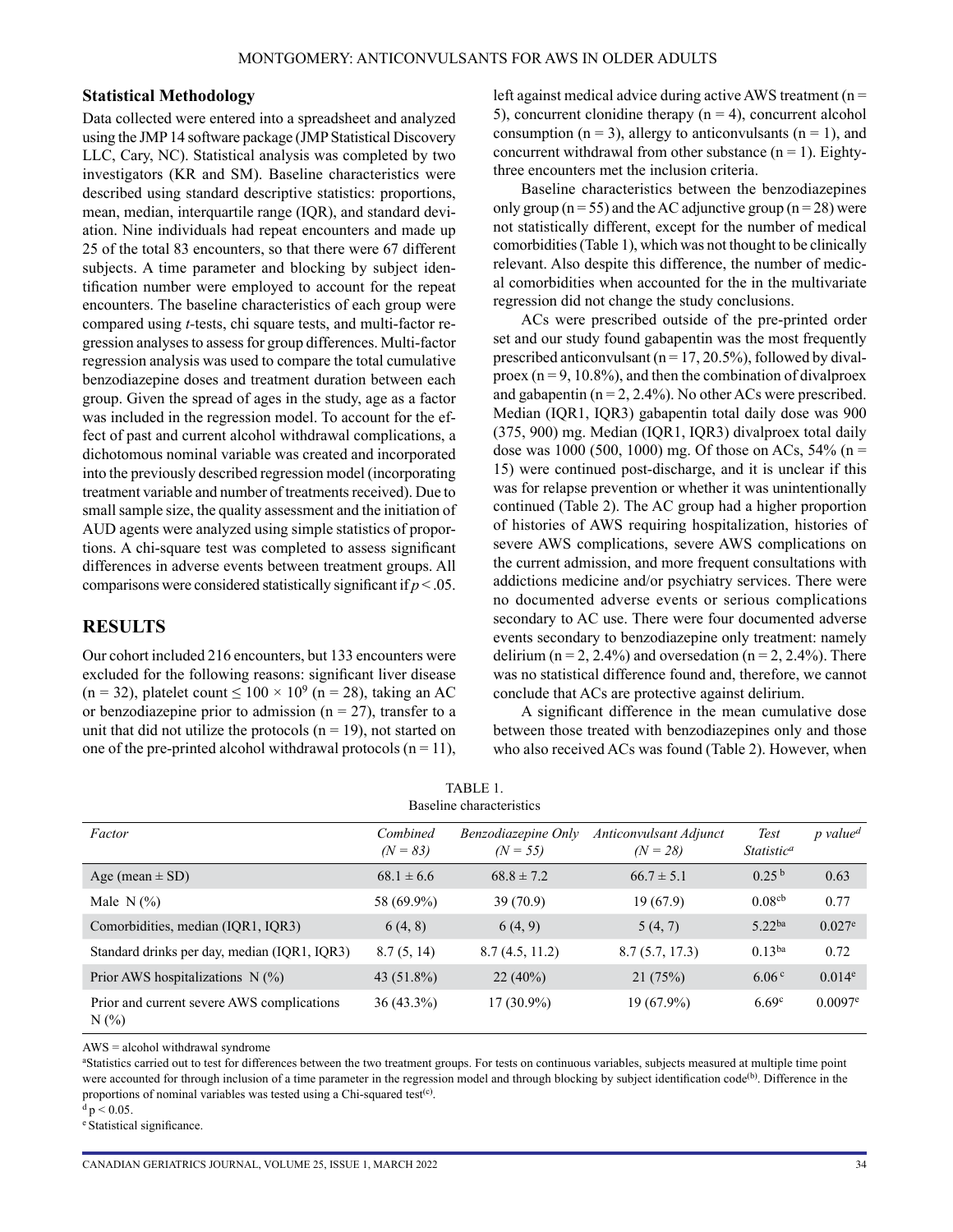### Statistical Methodology

Data collected were entered into a spreadsheet and analyzed using the JMP 14 software package (JMP Statistical Discovery LLC, Cary, NC). Statistical analysis was completed by two investigators (KR and SM). Baseline characteristics were described using standard descriptive statistics: proportions, mean, median, interquartile range (IQR), and standard deviation. Nine individuals had repeat encounters and made up 25 of the total 83 encounters, so that there were 67 different subjects. A time parameter and blocking by subject identification number were employed to account for the repeat encounters. The baseline characteristics of each group were compared using *t*-tests, chi square tests, and multi-factor regression analyses to assess for group differences. Multi-factor regression analysis was used to compare the total cumulative benzodiazepine doses and treatment duration between each group. Given the spread of ages in the study, age as a factor was included in the regression model. To account for the effect of past and current alcohol withdrawal complications, a dichotomous nominal variable was created and incorporated into the previously described regression model (incorporating treatment variable and number of treatments received). Due to small sample size, the quality assessment and the initiation of AUD agents were analyzed using simple statistics of proportions. A chi-square test was completed to assess significant differences in adverse events between treatment groups. All comparisons were considered statistically significant if $p < .05$.

## RESULTS

Our cohort included 216 encounters, but 133 encounters were excluded for the following reasons: significant liver disease (n = 32), platelet count $\leq 100 \times 10^9$ (n = 28), taking an AC or benzodiazepine prior to admission (n = 27), transfer to a unit that did not utilize the protocols (n = 19), not started on one of the pre-printed alcohol withdrawal protocols (n = 11), left against medical advice during active AWS treatment (n = 5), concurrent clonidine therapy (n = 4), concurrent alcohol consumption (n = 3), allergy to anticonvulsants (n = 1), and concurrent withdrawal from other substance (n = 1). Eighty-three encounters met the inclusion criteria.

Baseline characteristics between the benzodiazepines only group (n = 55) and the AC adjunctive group (n = 28) were not statistically different, except for the number of medical comorbidities (Table 1), which was not thought to be clinically relevant. Also despite this difference, the number of medical comorbidities when accounted for the in the multivariate regression did not change the study conclusions.

ACs were prescribed outside of the pre-printed order set and our study found gabapentin was the most frequently prescribed anticonvulsant (n = 17, 20.5%), followed by divalproex (n = 9, 10.8%), and then the combination of divalproex and gabapentin (n = 2, 2.4%). No other ACs were prescribed. Median (IQR1, IQR3) gabapentin total daily dose was 900 (375, 900) mg. Median (IQR1, IQR3) divalproex total daily dose was 1000 (500, 1000) mg. Of those on ACs, 54% (n = 15) were continued post-discharge, and it is unclear if this was for relapse prevention or whether it was unintentionally continued (Table 2). The AC group had a higher proportion of histories of AWS requiring hospitalization, histories of severe AWS complications, severe AWS complications on the current admission, and more frequent consultations with addictions medicine and/or psychiatry services. There were no documented adverse events or serious complications secondary to AC use. There were four documented adverse events secondary to benzodiazepine only treatment: namely delirium (n = 2, 2.4%) and oversedation (n = 2, 2.4%). There was no statistical difference found and, therefore, we cannot conclude that ACs are protective against delirium.

A significant difference in the mean cumulative dose between those treated with benzodiazepines only and those who also received ACs was found (Table 2). However, when

TABLE 1.
Baseline characteristics

| *Factor* | *Combined (N = 83)* | *Benzodiazepine Only (N = 55)* | *Anticonvulsant Adjunct (N = 28)* | *Test Statistic*[a] | *p value*[d] |
|---|---|---|---|---|---|
| Age (mean ± SD) | 68.1 ± 6.6 | 68.8 ± 7.2 | 66.7 ± 5.1 | 0.25[b] | 0.63 |
| Male N (%) | 58 (69.9%) | 39 (70.9) | 19 (67.9) | 0.08[cb] | 0.77 |
| Comorbidities, median (IQR1, IQR3) | 6 (4, 8) | 6 (4, 9) | 5 (4, 7) | 5.22[ba] | 0.027[e] |
| Standard drinks per day, median (IQR1, IQR3) | 8.7 (5, 14) | 8.7 (4.5, 11.2) | 8.7 (5.7, 17.3) | 0.13[ba] | 0.72 |
| Prior AWS hospitalizations N (%) | 43 (51.8%) | 22 (40%) | 21 (75%) | 6.06[c] | 0.014[e] |
| Prior and current severe AWS complications N (%) | 36 (43.3%) | 17 (30.9%) | 19 (67.9%) | 6.69[c] | 0.0097[e] |

AWS = alcohol withdrawal syndrome

[a]Statistics carried out to test for differences between the two treatment groups. For tests on continuous variables, subjects measured at multiple time point were accounted for through inclusion of a time parameter in the regression model and through blocking by subject identification code[(b)]. Difference in the proportions of nominal variables was tested using a Chi-squared test[(c)].

[d] $p < 0.05$.

[e] Statistical significance.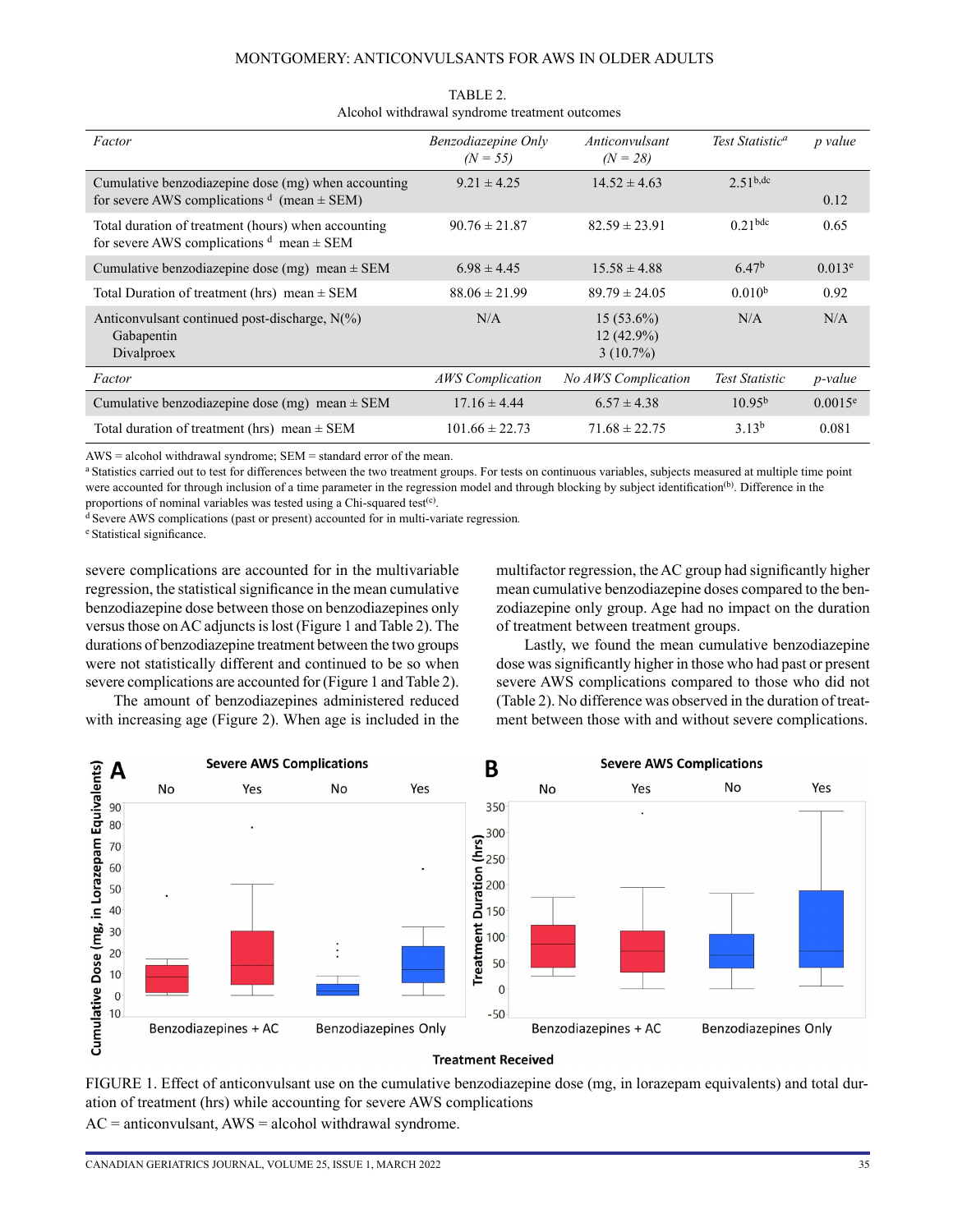TABLE 2.
Alcohol withdrawal syndrome treatment outcomes

| *Factor* | *Benzodiazepine Only (N = 55)* | *Anticonvulsant (N = 28)* | *Test Statistic[a]* | *p value* |
|---|---|---|---|---|
| Cumulative benzodiazepine dose (mg) when accounting for severe AWS complications [d] (mean ± SEM) | 9.21 ± 4.25 | 14.52 ± 4.63 | 2.51[b,dc] | 0.12 |
| Total duration of treatment (hours) when accounting for severe AWS complications [d] mean ± SEM | 90.76 ± 21.87 | 82.59 ± 23.91 | 0.21[bdc] | 0.65 |
| Cumulative benzodiazepine dose (mg) mean ± SEM | 6.98 ± 4.45 | 15.58 ± 4.88 | 6.47[b] | 0.013[e] |
| Total Duration of treatment (hrs) mean ± SEM | 88.06 ± 21.99 | 89.79 ± 24.05 | 0.010[b] | 0.92 |
| Anticonvulsant continued post-discharge, N(%)<br>Gabapentin<br>Divalproex | N/A | 15 (53.6%)<br>12 (42.9%)<br>3 (10.7%) | N/A | N/A |
| *Factor* | *AWS Complication* | *No AWS Complication* | *Test Statistic* | *p-value* |
| Cumulative benzodiazepine dose (mg) mean ± SEM | 17.16 ± 4.44 | 6.57 ± 4.38 | 10.95[b] | 0.0015[e] |
| Total duration of treatment (hrs) mean ± SEM | 101.66 ± 22.73 | 71.68 ± 22.75 | 3.13[b] | 0.081 |

AWS = alcohol withdrawal syndrome; SEM = standard error of the mean.
[a] Statistics carried out to test for differences between the two treatment groups. For tests on continuous variables, subjects measured at multiple time point were accounted for through inclusion of a time parameter in the regression model and through blocking by subject identification[(b)]. Difference in the proportions of nominal variables was tested using a Chi-squared test[(c)].
[d] Severe AWS complications (past or present) accounted for in multi-variate regression.
[e] Statistical significance.

severe complications are accounted for in the multivariable regression, the statistical significance in the mean cumulative benzodiazepine dose between those on benzodiazepines only versus those on AC adjuncts is lost (Figure 1 and Table 2). The durations of benzodiazepine treatment between the two groups were not statistically different and continued to be so when severe complications are accounted for (Figure 1 and Table 2).

The amount of benzodiazepines administered reduced with increasing age (Figure 2). When age is included in the multifactor regression, the AC group had significantly higher mean cumulative benzodiazepine doses compared to the benzodiazepine only group. Age had no impact on the duration of treatment between treatment groups.

Lastly, we found the mean cumulative benzodiazepine dose was significantly higher in those who had past or present severe AWS complications compared to those who did not (Table 2). No difference was observed in the duration of treatment between those with and without severe complications.

FIGURE 1. Effect of anticonvulsant use on the cumulative benzodiazepine dose (mg, in lorazepam equivalents) and total duration of treatment (hrs) while accounting for severe AWS complications
AC = anticonvulsant, AWS = alcohol withdrawal syndrome.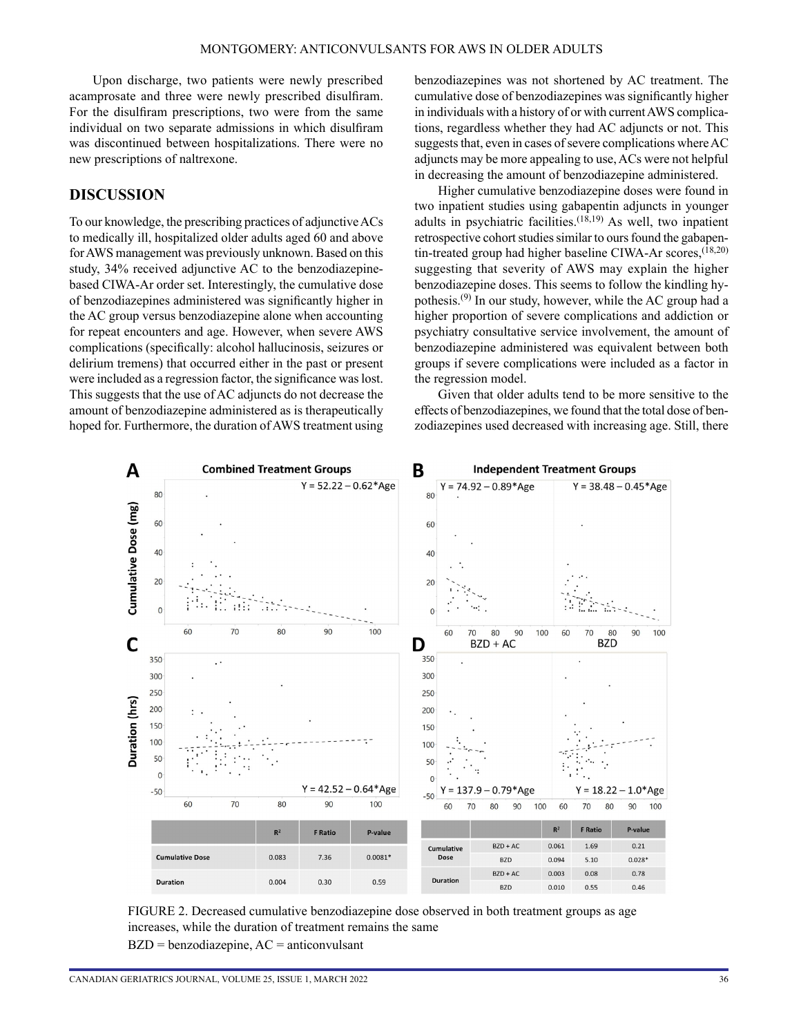Upon discharge, two patients were newly prescribed acamprosate and three were newly prescribed disulfiram. For the disulfiram prescriptions, two were from the same individual on two separate admissions in which disulfiram was discontinued between hospitalizations. There were no new prescriptions of naltrexone.

## DISCUSSION

To our knowledge, the prescribing practices of adjunctive ACs to medically ill, hospitalized older adults aged 60 and above for AWS management was previously unknown. Based on this study, 34% received adjunctive AC to the benzodiazepine-based CIWA-Ar order set. Interestingly, the cumulative dose of benzodiazepines administered was significantly higher in the AC group versus benzodiazepine alone when accounting for repeat encounters and age. However, when severe AWS complications (specifically: alcohol hallucinosis, seizures or delirium tremens) that occurred either in the past or present were included as a regression factor, the significance was lost. This suggests that the use of AC adjuncts do not decrease the amount of benzodiazepine administered as is therapeutically hoped for. Furthermore, the duration of AWS treatment using benzodiazepines was not shortened by AC treatment. The cumulative dose of benzodiazepines was significantly higher in individuals with a history of or with current AWS complications, regardless whether they had AC adjuncts or not. This suggests that, even in cases of severe complications where AC adjuncts may be more appealing to use, ACs were not helpful in decreasing the amount of benzodiazepine administered.

Higher cumulative benzodiazepine doses were found in two inpatient studies using gabapentin adjuncts in younger adults in psychiatric facilities.[18,19] As well, two inpatient retrospective cohort studies similar to ours found the gabapentin-treated group had higher baseline CIWA-Ar scores,[18,20] suggesting that severity of AWS may explain the higher benzodiazepine doses. This seems to follow the kindling hypothesis.[9] In our study, however, while the AC group had a higher proportion of severe complications and addiction or psychiatry consultative service involvement, the amount of benzodiazepine administered was equivalent between both groups if severe complications were included as a factor in the regression model.

Given that older adults tend to be more sensitive to the effects of benzodiazepines, we found that the total dose of benzodiazepines used decreased with increasing age. Still, there

| | $R^2$ | F Ratio | P-value |
|---|---|---|---|
| Cumulative Dose | 0.083 | 7.36 | 0.0081* |
| Duration | 0.004 | 0.30 | 0.59 |

| | | $R^2$ | F Ratio | P-value |
|---|---|---|---|---|
| Cumulative Dose | BZD + AC | 0.061 | 1.69 | 0.21 |
| | BZD | 0.094 | 5.10 | 0.028* |
| Duration | BZD + AC | 0.003 | 0.08 | 0.78 |
| | BZD | 0.010 | 0.55 | 0.46 |

FIGURE 2. Decreased cumulative benzodiazepine dose observed in both treatment groups as age increases, while the duration of treatment remains the same

BZD = benzodiazepine, AC = anticonvulsant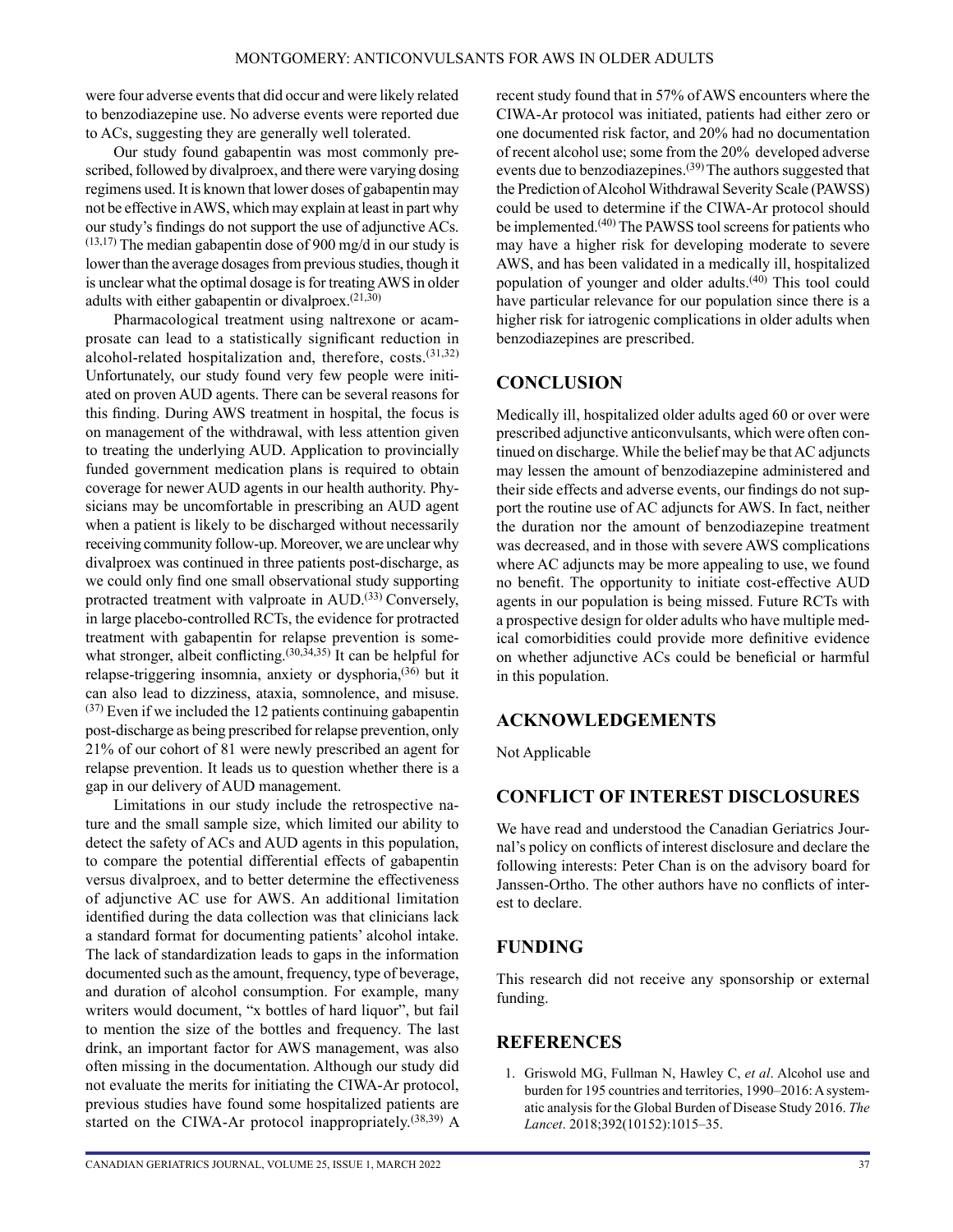were four adverse events that did occur and were likely related to benzodiazepine use. No adverse events were reported due to ACs, suggesting they are generally well tolerated.

Our study found gabapentin was most commonly prescribed, followed by divalproex, and there were varying dosing regimens used. It is known that lower doses of gabapentin may not be effective in AWS, which may explain at least in part why our study's findings do not support the use of adjunctive ACs.[13,17] The median gabapentin dose of 900 mg/d in our study is lower than the average dosages from previous studies, though it is unclear what the optimal dosage is for treating AWS in older adults with either gabapentin or divalproex.[21,30]

Pharmacological treatment using naltrexone or acamprosate can lead to a statistically significant reduction in alcohol-related hospitalization and, therefore, costs.[31,32] Unfortunately, our study found very few people were initiated on proven AUD agents. There can be several reasons for this finding. During AWS treatment in hospital, the focus is on management of the withdrawal, with less attention given to treating the underlying AUD. Application to provincially funded government medication plans is required to obtain coverage for newer AUD agents in our health authority. Physicians may be uncomfortable in prescribing an AUD agent when a patient is likely to be discharged without necessarily receiving community follow-up. Moreover, we are unclear why divalproex was continued in three patients post-discharge, as we could only find one small observational study supporting protracted treatment with valproate in AUD.[33] Conversely, in large placebo-controlled RCTs, the evidence for protracted treatment with gabapentin for relapse prevention is somewhat stronger, albeit conflicting.[30,34,35] It can be helpful for relapse-triggering insomnia, anxiety or dysphoria,[36] but it can also lead to dizziness, ataxia, somnolence, and misuse.[37] Even if we included the 12 patients continuing gabapentin post-discharge as being prescribed for relapse prevention, only 21% of our cohort of 81 were newly prescribed an agent for relapse prevention. It leads us to question whether there is a gap in our delivery of AUD management.

Limitations in our study include the retrospective nature and the small sample size, which limited our ability to detect the safety of ACs and AUD agents in this population, to compare the potential differential effects of gabapentin versus divalproex, and to better determine the effectiveness of adjunctive AC use for AWS. An additional limitation identified during the data collection was that clinicians lack a standard format for documenting patients' alcohol intake. The lack of standardization leads to gaps in the information documented such as the amount, frequency, type of beverage, and duration of alcohol consumption. For example, many writers would document, "x bottles of hard liquor", but fail to mention the size of the bottles and frequency. The last drink, an important factor for AWS management, was also often missing in the documentation. Although our study did not evaluate the merits for initiating the CIWA-Ar protocol, previous studies have found some hospitalized patients are started on the CIWA-Ar protocol inappropriately.[38,39] A recent study found that in 57% of AWS encounters where the CIWA-Ar protocol was initiated, patients had either zero or one documented risk factor, and 20% had no documentation of recent alcohol use; some from the 20% developed adverse events due to benzodiazepines.[39] The authors suggested that the Prediction of Alcohol Withdrawal Severity Scale (PAWSS) could be used to determine if the CIWA-Ar protocol should be implemented.[40] The PAWSS tool screens for patients who may have a higher risk for developing moderate to severe AWS, and has been validated in a medically ill, hospitalized population of younger and older adults.[40] This tool could have particular relevance for our population since there is a higher risk for iatrogenic complications in older adults when benzodiazepines are prescribed.

## CONCLUSION

Medically ill, hospitalized older adults aged 60 or over were prescribed adjunctive anticonvulsants, which were often continued on discharge. While the belief may be that AC adjuncts may lessen the amount of benzodiazepine administered and their side effects and adverse events, our findings do not support the routine use of AC adjuncts for AWS. In fact, neither the duration nor the amount of benzodiazepine treatment was decreased, and in those with severe AWS complications where AC adjuncts may be more appealing to use, we found no benefit. The opportunity to initiate cost-effective AUD agents in our population is being missed. Future RCTs with a prospective design for older adults who have multiple medical comorbidities could provide more definitive evidence on whether adjunctive ACs could be beneficial or harmful in this population.

## ACKNOWLEDGEMENTS

Not Applicable

## CONFLICT OF INTEREST DISCLOSURES

We have read and understood the Canadian Geriatrics Journal's policy on conflicts of interest disclosure and declare the following interests: Peter Chan is on the advisory board for Janssen-Ortho. The other authors have no conflicts of interest to declare.

## FUNDING

This research did not receive any sponsorship or external funding.

## REFERENCES

1. Griswold MG, Fullman N, Hawley C, *et al*. Alcohol use and burden for 195 countries and territories, 1990–2016: A systematic analysis for the Global Burden of Disease Study 2016. *The Lancet*. 2018;392(10152):1015–35.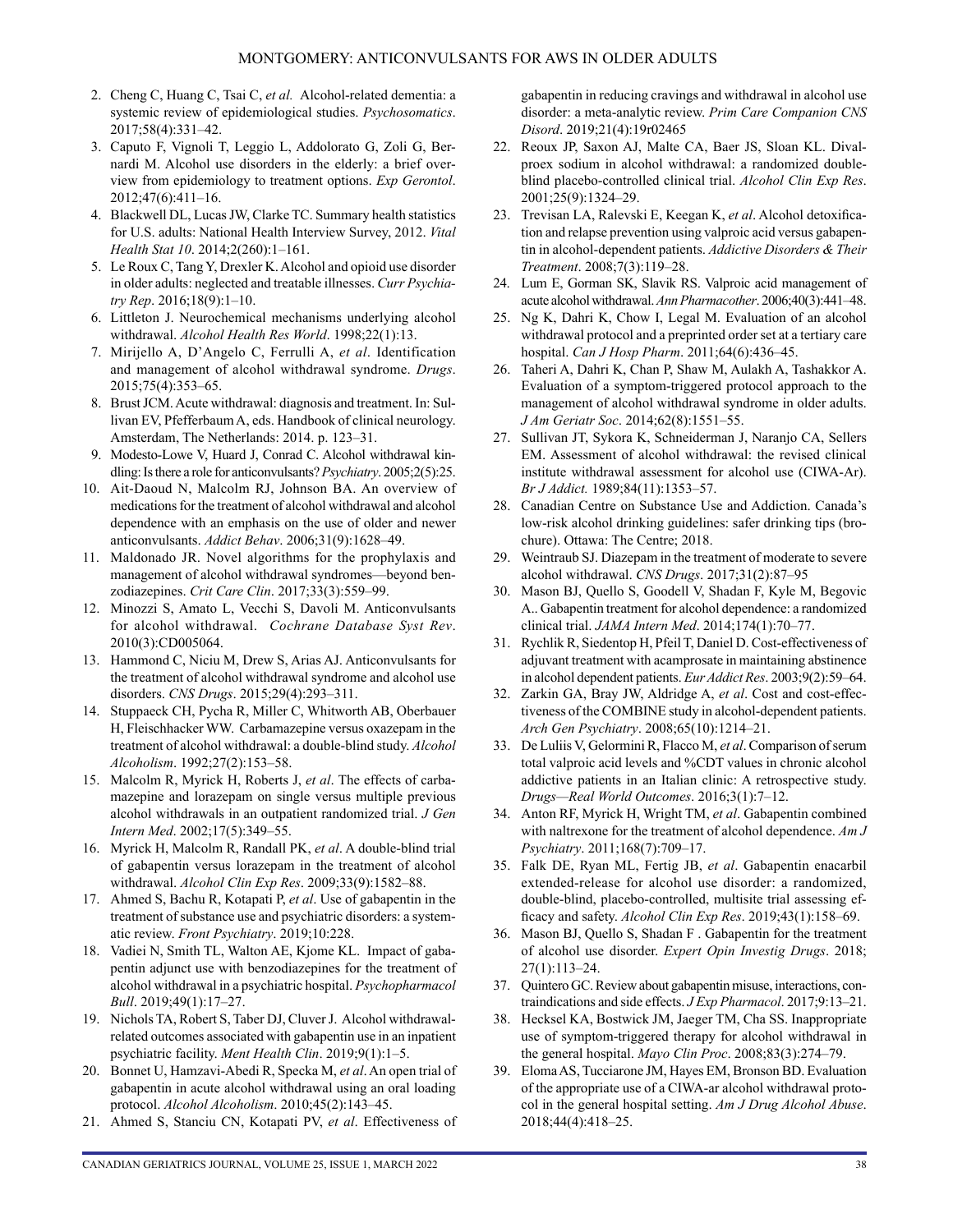2. Cheng C, Huang C, Tsai C, *et al.* Alcohol-related dementia: a systemic review of epidemiological studies. *Psychosomatics*. 2017;58(4):331–42.
3. Caputo F, Vignoli T, Leggio L, Addolorato G, Zoli G, Bernardi M. Alcohol use disorders in the elderly: a brief overview from epidemiology to treatment options. *Exp Gerontol*. 2012;47(6):411–16.
4. Blackwell DL, Lucas JW, Clarke TC. Summary health statistics for U.S. adults: National Health Interview Survey, 2012. *Vital Health Stat 10*. 2014;2(260):1–161.
5. Le Roux C, Tang Y, Drexler K. Alcohol and opioid use disorder in older adults: neglected and treatable illnesses. *Curr Psychiatry Rep*. 2016;18(9):1–10.
6. Littleton J. Neurochemical mechanisms underlying alcohol withdrawal. *Alcohol Health Res World*. 1998;22(1):13.
7. Mirijello A, D'Angelo C, Ferrulli A, *et al*. Identification and management of alcohol withdrawal syndrome. *Drugs*. 2015;75(4):353–65.
8. Brust JCM. Acute withdrawal: diagnosis and treatment. In: Sullivan EV, Pfefferbaum A, eds. Handbook of clinical neurology. Amsterdam, The Netherlands: 2014. p. 123–31.
9. Modesto-Lowe V, Huard J, Conrad C. Alcohol withdrawal kindling: Is there a role for anticonvulsants? *Psychiatry*. 2005;2(5):25.
10. Ait-Daoud N, Malcolm RJ, Johnson BA. An overview of medications for the treatment of alcohol withdrawal and alcohol dependence with an emphasis on the use of older and newer anticonvulsants. *Addict Behav*. 2006;31(9):1628–49.
11. Maldonado JR. Novel algorithms for the prophylaxis and management of alcohol withdrawal syndromes—beyond benzodiazepines. *Crit Care Clin*. 2017;33(3):559–99.
12. Minozzi S, Amato L, Vecchi S, Davoli M. Anticonvulsants for alcohol withdrawal. *Cochrane Database Syst Rev*. 2010(3):CD005064.
13. Hammond C, Niciu M, Drew S, Arias AJ. Anticonvulsants for the treatment of alcohol withdrawal syndrome and alcohol use disorders. *CNS Drugs*. 2015;29(4):293–311.
14. Stuppaeck CH, Pycha R, Miller C, Whitworth AB, Oberbauer H, Fleischhacker WW. Carbamazepine versus oxazepam in the treatment of alcohol withdrawal: a double-blind study. *Alcohol Alcoholism*. 1992;27(2):153–58.
15. Malcolm R, Myrick H, Roberts J, *et al*. The effects of carbamazepine and lorazepam on single versus multiple previous alcohol withdrawals in an outpatient randomized trial. *J Gen Intern Med*. 2002;17(5):349–55.
16. Myrick H, Malcolm R, Randall PK, *et al*. A double-blind trial of gabapentin versus lorazepam in the treatment of alcohol withdrawal. *Alcohol Clin Exp Res*. 2009;33(9):1582–88.
17. Ahmed S, Bachu R, Kotapati P, *et al*. Use of gabapentin in the treatment of substance use and psychiatric disorders: a systematic review. *Front Psychiatry*. 2019;10:228.
18. Vadiei N, Smith TL, Walton AE, Kjome KL. Impact of gabapentin adjunct use with benzodiazepines for the treatment of alcohol withdrawal in a psychiatric hospital. *Psychopharmacol Bull*. 2019;49(1):17–27.
19. Nichols TA, Robert S, Taber DJ, Cluver J. Alcohol withdrawal-related outcomes associated with gabapentin use in an inpatient psychiatric facility. *Ment Health Clin*. 2019;9(1):1–5.
20. Bonnet U, Hamzavi-Abedi R, Specka M, *et al*. An open trial of gabapentin in acute alcohol withdrawal using an oral loading protocol. *Alcohol Alcoholism*. 2010;45(2):143–45.
21. Ahmed S, Stanciu CN, Kotapati PV, *et al*. Effectiveness of gabapentin in reducing cravings and withdrawal in alcohol use disorder: a meta-analytic review. *Prim Care Companion CNS Disord*. 2019;21(4):19r02465
22. Reoux JP, Saxon AJ, Malte CA, Baer JS, Sloan KL. Divalproex sodium in alcohol withdrawal: a randomized double-blind placebo-controlled clinical trial. *Alcohol Clin Exp Res*. 2001;25(9):1324–29.
23. Trevisan LA, Ralevski E, Keegan K, *et al*. Alcohol detoxification and relapse prevention using valproic acid versus gabapentin in alcohol-dependent patients. *Addictive Disorders & Their Treatment*. 2008;7(3):119–28.
24. Lum E, Gorman SK, Slavik RS. Valproic acid management of acute alcohol withdrawal. *Ann Pharmacother*. 2006;40(3):441–48.
25. Ng K, Dahri K, Chow I, Legal M. Evaluation of an alcohol withdrawal protocol and a preprinted order set at a tertiary care hospital. *Can J Hosp Pharm*. 2011;64(6):436–45.
26. Taheri A, Dahri K, Chan P, Shaw M, Aulakh A, Tashakkor A. Evaluation of a symptom-triggered protocol approach to the management of alcohol withdrawal syndrome in older adults. *J Am Geriatr Soc*. 2014;62(8):1551–55.
27. Sullivan JT, Sykora K, Schneiderman J, Naranjo CA, Sellers EM. Assessment of alcohol withdrawal: the revised clinical institute withdrawal assessment for alcohol use (CIWA-Ar). *Br J Addict.* 1989;84(11):1353–57.
28. Canadian Centre on Substance Use and Addiction. Canada's low-risk alcohol drinking guidelines: safer drinking tips (brochure). Ottawa: The Centre; 2018.
29. Weintraub SJ. Diazepam in the treatment of moderate to severe alcohol withdrawal. *CNS Drugs*. 2017;31(2):87–95
30. Mason BJ, Quello S, Goodell V, Shadan F, Kyle M, Begovic A.. Gabapentin treatment for alcohol dependence: a randomized clinical trial. *JAMA Intern Med*. 2014;174(1):70–77.
31. Rychlik R, Siedentop H, Pfeil T, Daniel D. Cost-effectiveness of adjuvant treatment with acamprosate in maintaining abstinence in alcohol dependent patients. *Eur Addict Res*. 2003;9(2):59–64.
32. Zarkin GA, Bray JW, Aldridge A, *et al*. Cost and cost-effectiveness of the COMBINE study in alcohol-dependent patients. *Arch Gen Psychiatry*. 2008;65(10):1214–21.
33. De Luliis V, Gelormini R, Flacco M, *et al*. Comparison of serum total valproic acid levels and %CDT values in chronic alcohol addictive patients in an Italian clinic: A retrospective study. *Drugs—Real World Outcomes*. 2016;3(1):7–12.
34. Anton RF, Myrick H, Wright TM, *et al*. Gabapentin combined with naltrexone for the treatment of alcohol dependence. *Am J Psychiatry*. 2011;168(7):709–17.
35. Falk DE, Ryan ML, Fertig JB, *et al*. Gabapentin enacarbil extended-release for alcohol use disorder: a randomized, double-blind, placebo-controlled, multisite trial assessing efficacy and safety. *Alcohol Clin Exp Res*. 2019;43(1):158–69.
36. Mason BJ, Quello S, Shadan F . Gabapentin for the treatment of alcohol use disorder. *Expert Opin Investig Drugs*. 2018; 27(1):113–24.
37. Quintero GC. Review about gabapentin misuse, interactions, contraindications and side effects. *J Exp Pharmacol*. 2017;9:13–21.
38. Hecksel KA, Bostwick JM, Jaeger TM, Cha SS. Inappropriate use of symptom-triggered therapy for alcohol withdrawal in the general hospital. *Mayo Clin Proc*. 2008;83(3):274–79.
39. Eloma AS, Tucciarone JM, Hayes EM, Bronson BD. Evaluation of the appropriate use of a CIWA-ar alcohol withdrawal protocol in the general hospital setting. *Am J Drug Alcohol Abuse*. 2018;44(4):418–25.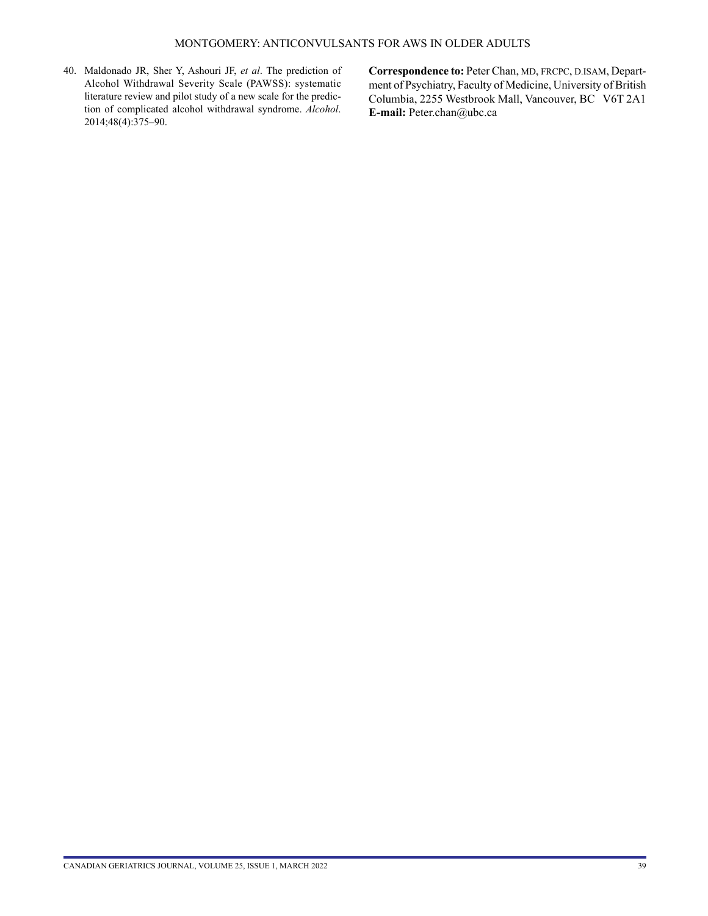40. Maldonado JR, Sher Y, Ashouri JF, *et al*. The prediction of Alcohol Withdrawal Severity Scale (PAWSS): systematic literature review and pilot study of a new scale for the prediction of complicated alcohol withdrawal syndrome. *Alcohol*. 2014;48(4):375–90.

**Correspondence to:** Peter Chan, MD, FRCPC, D.ISAM, Department of Psychiatry, Faculty of Medicine, University of British Columbia, 2255 Westbrook Mall, Vancouver, BC V6T 2A1
**E-mail:** Peter.chan@ubc.ca